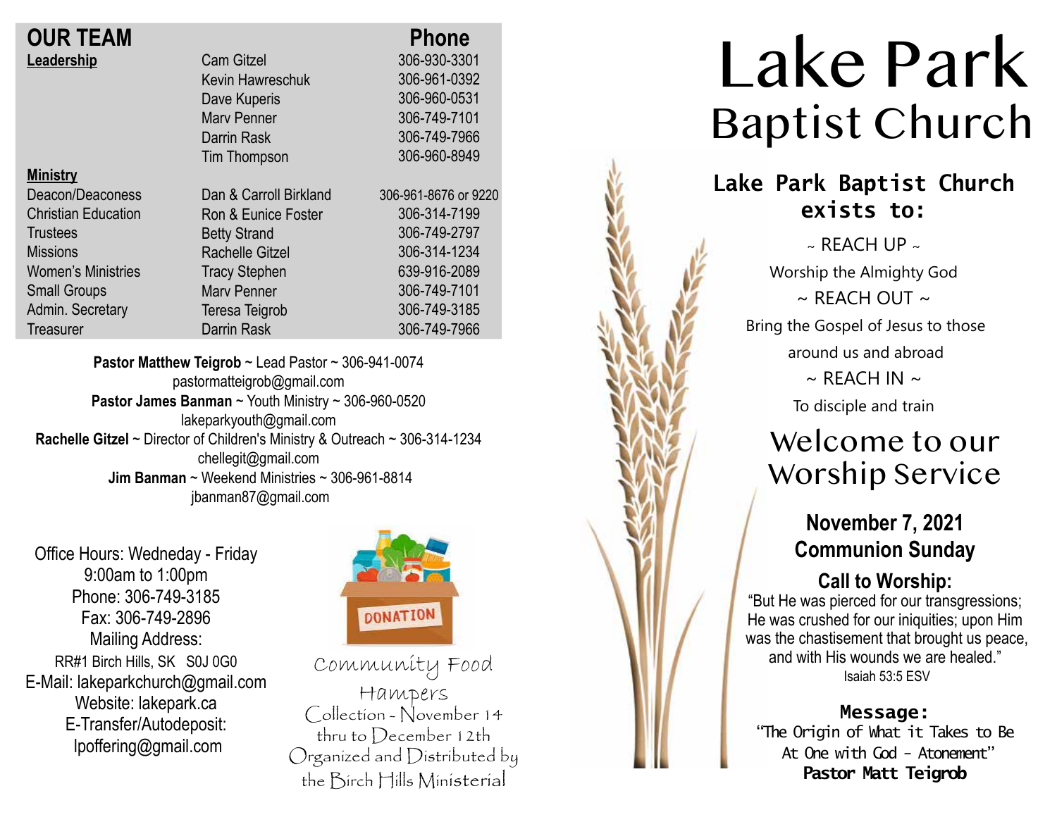## OUR TEAM

| | | Phone |
|---|---|---|
| **Leadership** | Cam Gitzel | 306-930-3301 |
| | Kevin Hawreschuk | 306-961-0392 |
| | Dave Kuperis | 306-960-0531 |
| | Marv Penner | 306-749-7101 |
| | Darrin Rask | 306-749-7966 |
| | Tim Thompson | 306-960-8949 |
| **Ministry** | | |
| Deacon/Deaconess | Dan & Carroll Birkland | 306-961-8676 or 9220 |
| Christian Education | Ron & Eunice Foster | 306-314-7199 |
| Trustees | Betty Strand | 306-749-2797 |
| Missions | Rachelle Gitzel | 306-314-1234 |
| Women's Ministries | Tracy Stephen | 639-916-2089 |
| Small Groups | Marv Penner | 306-749-7101 |
| Admin. Secretary | Teresa Teigrob | 306-749-3185 |
| Treasurer | Darrin Rask | 306-749-7966 |

**Pastor Matthew Teigrob** ~ Lead Pastor ~ 306-941-0074
pastormatteigrob@gmail.com
**Pastor James Banman** ~ Youth Ministry ~ 306-960-0520
lakeparkyouth@gmail.com
**Rachelle Gitzel** ~ Director of Children's Ministry & Outreach ~ 306-314-1234
chellegit@gmail.com
**Jim Banman** ~ Weekend Ministries ~ 306-961-8814
jbanman87@gmail.com

Office Hours: Wedneday - Friday
9:00am to 1:00pm
Phone: 306-749-3185
Fax: 306-749-2896
Mailing Address:
RR#1 Birch Hills, SK S0J 0G0
E-Mail: lakeparkchurch@gmail.com
Website: lakepark.ca
E-Transfer/Autodeposit:
lpoffering@gmail.com

DONATION

Community Food Hampers
Collection - November 14 thru to December 12th
Organized and Distributed by the Birch Hills Ministerial

# Lake Park
# Baptist Church

**Lake Park Baptist Church exists to:**

~ REACH UP ~
Worship the Almighty God
~ REACH OUT ~
Bring the Gospel of Jesus to those around us and abroad
~ REACH IN ~
To disciple and train

## Welcome to our Worship Service

**November 7, 2021**
**Communion Sunday**

**Call to Worship:**
"But He was pierced for our transgressions; He was crushed for our iniquities; upon Him was the chastisement that brought us peace, and with His wounds we are healed."
Isaiah 53:5 ESV

**Message:**
"The Origin of What it Takes to Be At One with God - Atonement"
**Pastor Matt Teigrob**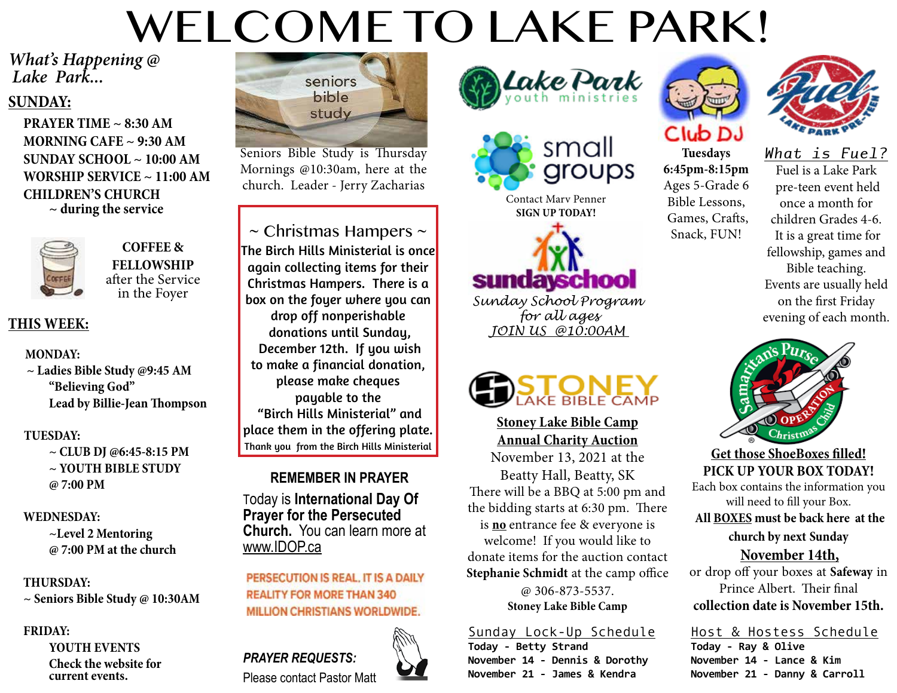# WELCOME TO LAKE PARK!

*What's Happening @ Lake Park...*

## SUNDAY:

**PRAYER TIME ~ 8:30 AM**
**MORNING CAFE ~ 9:30 AM**
**SUNDAY SCHOOL ~ 10:00 AM**
**WORSHIP SERVICE ~ 11:00 AM**
**CHILDREN'S CHURCH**
**~ during the service**

COFFEE

**COFFEE & FELLOWSHIP**
after the Service in the Foyer

## THIS WEEK:

**MONDAY:**
**~ Ladies Bible Study @9:45 AM**
**"Believing God"**
**Lead by Billie-Jean Thompson**

**TUESDAY:**
**~ CLUB DJ @6:45-8:15 PM**
**~ YOUTH BIBLE STUDY @ 7:00 PM**

**WEDNESDAY:**
**~Level 2 Mentoring @ 7:00 PM at the church**

**THURSDAY:**
**~ Seniors Bible Study @ 10:30AM**

**FRIDAY:**
**YOUTH EVENTS**
**Check the website for current events.**

---

seniors bible study

Seniors Bible Study is Thursday Mornings @10:30am, here at the church. Leader - Jerry Zacharias

---

**~ Christmas Hampers ~**

**The Birch Hills Ministerial is once again collecting items for their Christmas Hampers. There is a box on the foyer where you can drop off nonperishable donations until Sunday, December 12th. If you wish to make a financial donation, please make cheques payable to the "Birch Hills Ministerial" and place them in the offering plate.**

**Thank you from the Birch Hills Ministerial**

---

**REMEMBER IN PRAYER**

Today is **International Day Of Prayer for the Persecuted Church.** You can learn more at www.IDOP.ca

PERSECUTION IS REAL. IT IS A DAILY REALITY FOR MORE THAN 340 MILLION CHRISTIANS WORLDWIDE.

***PRAYER REQUESTS:***

Please contact Pastor Matt

---

Lake Park youth ministries

small groups

Contact Marv Penner
**SIGN UP TODAY!**

sundayschool

*Sunday School Program for all ages*
*JOIN US @10:00AM*

---

STONEY LAKE BIBLE CAMP

**Stoney Lake Bible Camp**
**Annual Charity Auction**

November 13, 2021 at the Beatty Hall, Beatty, SK

There will be a BBQ at 5:00 pm and the bidding starts at 6:30 pm. There is **no** entrance fee & everyone is welcome! If you would like to donate items for the auction contact **Stephanie Schmidt** at the camp office @ 306-873-5537.

**Stoney Lake Bible Camp**

---

Club DJ

**Tuesdays**
**6:45pm-8:15pm**
Ages 5-Grade 6
Bible Lessons, Games, Crafts, Snack, FUN!

---

Fuel LAKE PARK PRE-TEEN

***What is Fuel?***

Fuel is a Lake Park pre-teen event held once a month for children Grades 4-6. It is a great time for fellowship, games and Bible teaching. Events are usually held on the first Friday evening of each month.

---

Samaritan's Purse OPERATION Christmas Child

**Get those ShoeBoxes filled!**
**PICK UP YOUR BOX TODAY!**

Each box contains the information you will need to fill your Box.

**All BOXES must be back here at the church by next Sunday November 14th,** or drop off your boxes at **Safeway** in Prince Albert. Their final **collection date is November 15th.**

---

**Sunday Lock-Up Schedule**

**Today - Betty Strand**
**November 14 - Dennis & Dorothy**
**November 21 - James & Kendra**

**Host & Hostess Schedule**

**Today - Ray & Olive**
**November 14 - Lance & Kim**
**November 21 - Danny & Carroll**